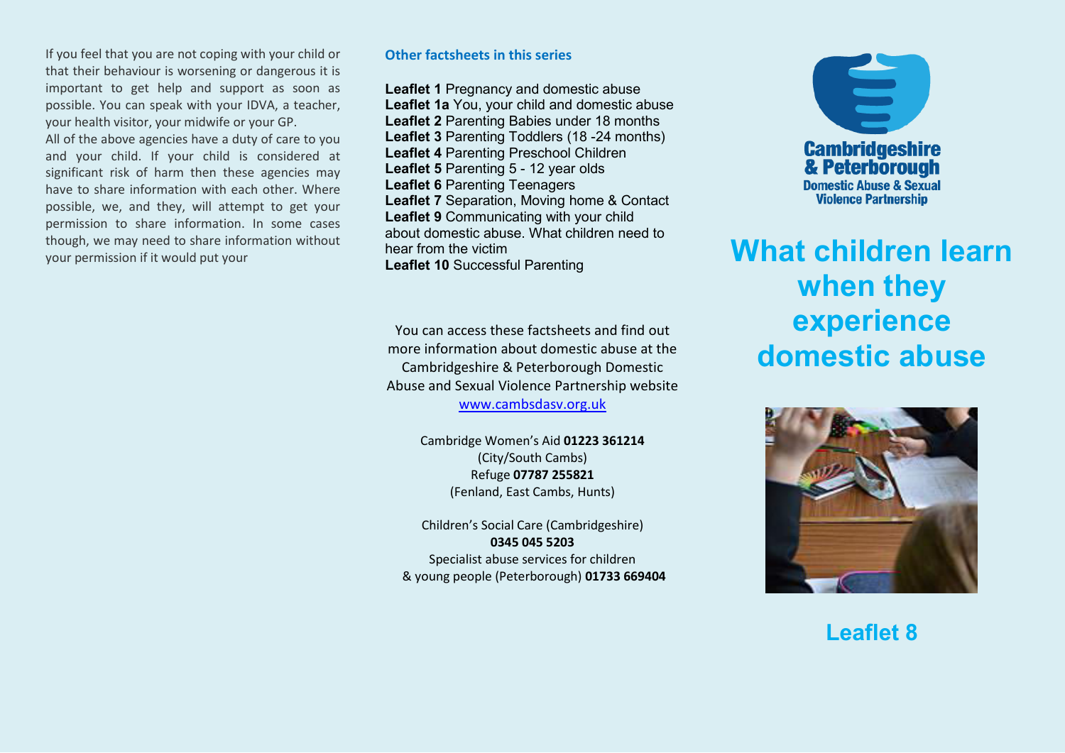If you feel that you are not coping with your child or that their behaviour is worsening or dangerous it is important to get help and support as soon as possible. You can speak with your IDVA, a teacher, your health visitor, your midwife or your GP.

All of the above agencies have a duty of care to you and your child. If your child is considered at significant risk of harm then these agencies may have to share information with each other. Where possible, we, and they, will attempt to get your permission to share information. In some cases though, we may need to share information without your permission if it would put your

### Other factsheets in this series

**Leaflet 1** Pregnancy and domestic abuse
**Leaflet 1a** You, your child and domestic abuse
**Leaflet 2** Parenting Babies under 18 months
**Leaflet 3** Parenting Toddlers (18 -24 months)
**Leaflet 4** Parenting Preschool Children
**Leaflet 5** Parenting 5 - 12 year olds
**Leaflet 6** Parenting Teenagers
**Leaflet 7** Separation, Moving home & Contact
**Leaflet 9** Communicating with your child about domestic abuse. What children need to hear from the victim
**Leaflet 10** Successful Parenting

You can access these factsheets and find out more information about domestic abuse at the Cambridgeshire & Peterborough Domestic Abuse and Sexual Violence Partnership website [www.cambsdasv.org.uk](http://www.cambsdasv.org.uk)

Cambridge Women's Aid **01223 361214**
(City/South Cambs)
Refuge **07787 255821**
(Fenland, East Cambs, Hunts)

Children's Social Care (Cambridgeshire)
**0345 045 5203**
Specialist abuse services for children & young people (Peterborough) **01733 669404**

**Cambridgeshire & Peterborough**
**Domestic Abuse & Sexual Violence Partnership**

# What children learn when they experience domestic abuse

## Leaflet 8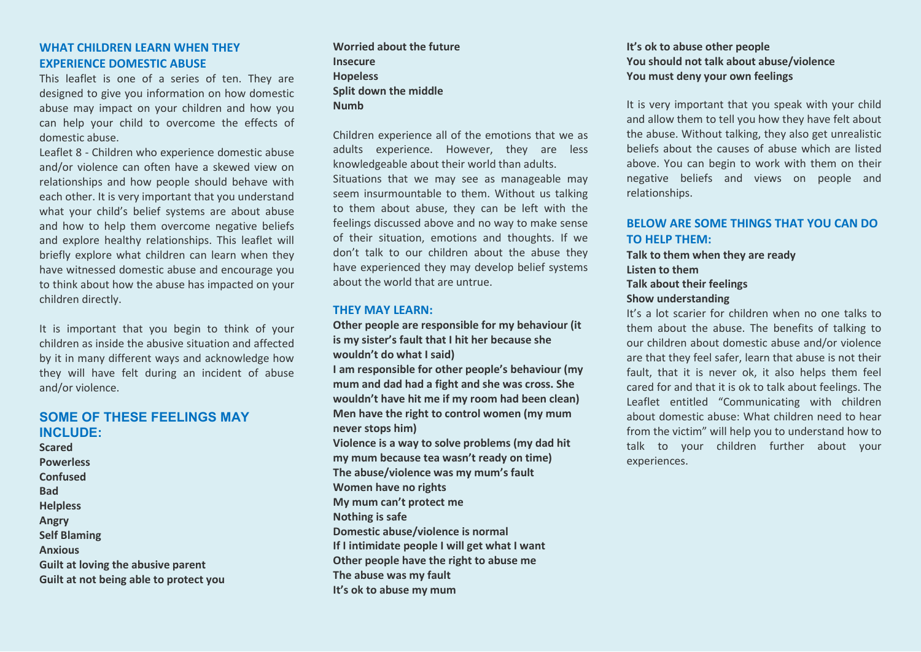## WHAT CHILDREN LEARN WHEN THEY EXPERIENCE DOMESTIC ABUSE

This leaflet is one of a series of ten. They are designed to give you information on how domestic abuse may impact on your children and how you can help your child to overcome the effects of domestic abuse.

Leaflet 8 - Children who experience domestic abuse and/or violence can often have a skewed view on relationships and how people should behave with each other. It is very important that you understand what your child's belief systems are about abuse and how to help them overcome negative beliefs and explore healthy relationships. This leaflet will briefly explore what children can learn when they have witnessed domestic abuse and encourage you to think about how the abuse has impacted on your children directly.

It is important that you begin to think of your children as inside the abusive situation and affected by it in many different ways and acknowledge how they will have felt during an incident of abuse and/or violence.

## SOME OF THESE FEELINGS MAY INCLUDE:

**Scared**
**Powerless**
**Confused**
**Bad**
**Helpless**
**Angry**
**Self Blaming**
**Anxious**
**Guilt at loving the abusive parent**
**Guilt at not being able to protect you**
**Worried about the future**
**Insecure**
**Hopeless**
**Split down the middle**
**Numb**

Children experience all of the emotions that we as adults experience. However, they are less knowledgeable about their world than adults. Situations that we may see as manageable may seem insurmountable to them. Without us talking to them about abuse, they can be left with the feelings discussed above and no way to make sense of their situation, emotions and thoughts. If we don't talk to our children about the abuse they have experienced they may develop belief systems about the world that are untrue.

## THEY MAY LEARN:

**Other people are responsible for my behaviour (it is my sister's fault that I hit her because she wouldn't do what I said)**
**I am responsible for other people's behaviour (my mum and dad had a fight and she was cross. She wouldn't have hit me if my room had been clean)**
**Men have the right to control women (my mum never stops him)**
**Violence is a way to solve problems (my dad hit my mum because tea wasn't ready on time)**
**The abuse/violence was my mum's fault**
**Women have no rights**
**My mum can't protect me**
**Nothing is safe**
**Domestic abuse/violence is normal**
**If I intimidate people I will get what I want**
**Other people have the right to abuse me**
**The abuse was my fault**
**It's ok to abuse my mum**
**It's ok to abuse other people**
**You should not talk about abuse/violence**
**You must deny your own feelings**

It is very important that you speak with your child and allow them to tell you how they have felt about the abuse. Without talking, they also get unrealistic beliefs about the causes of abuse which are listed above. You can begin to work with them on their negative beliefs and views on people and relationships.

## BELOW ARE SOME THINGS THAT YOU CAN DO TO HELP THEM:

**Talk to them when they are ready**
**Listen to them**
**Talk about their feelings**
**Show understanding**

It's a lot scarier for children when no one talks to them about the abuse. The benefits of talking to our children about domestic abuse and/or violence are that they feel safer, learn that abuse is not their fault, that it is never ok, it also helps them feel cared for and that it is ok to talk about feelings. The Leaflet entitled "Communicating with children about domestic abuse: What children need to hear from the victim" will help you to understand how to talk to your children further about your experiences.